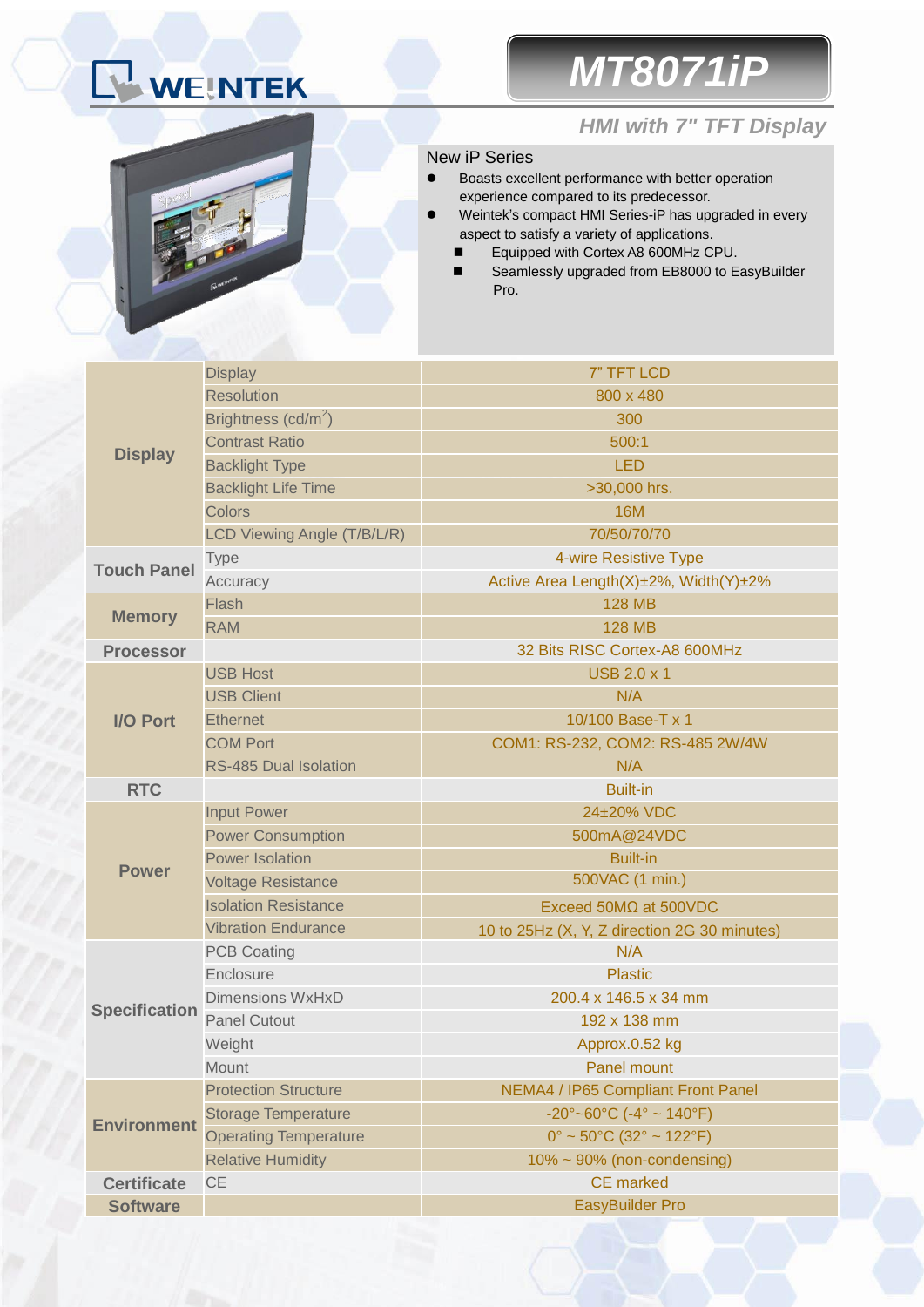WEINTEK

# MT8071iP

## HMI with 7" TFT Display

New iP Series

- Boasts excellent performance with better operation experience compared to its predecessor.
- Weintek's compact HMI Series-iP has upgraded in every aspect to satisfy a variety of applications.
  - Equipped with Cortex A8 600MHz CPU.
  - Seamlessly upgraded from EB8000 to EasyBuilder Pro.

| | | |
|---|---|---|
| **Display** | Display | 7" TFT LCD |
| | Resolution | 800 x 480 |
| | Brightness (cd/m$^2$) | 300 |
| | Contrast Ratio | 500:1 |
| | Backlight Type | LED |
| | Backlight Life Time | >30,000 hrs. |
| | Colors | 16M |
| | LCD Viewing Angle (T/B/L/R) | 70/50/70/70 |
| **Touch Panel** | Type | 4-wire Resistive Type |
| | Accuracy | Active Area Length(X)±2%, Width(Y)±2% |
| **Memory** | Flash | 128 MB |
| | RAM | 128 MB |
| **Processor** | | 32 Bits RISC Cortex-A8 600MHz |
| **I/O Port** | USB Host | USB 2.0 x 1 |
| | USB Client | N/A |
| | Ethernet | 10/100 Base-T x 1 |
| | COM Port | COM1: RS-232, COM2: RS-485 2W/4W |
| | RS-485 Dual Isolation | N/A |
| **RTC** | | Built-in |
| **Power** | Input Power | 24±20% VDC |
| | Power Consumption | 500mA@24VDC |
| | Power Isolation | Built-in |
| | Voltage Resistance | 500VAC (1 min.) |
| | Isolation Resistance | Exceed 50MΩ at 500VDC |
| | Vibration Endurance | 10 to 25Hz (X, Y, Z direction 2G 30 minutes) |
| **Specification** | PCB Coating | N/A |
| | Enclosure | Plastic |
| | Dimensions WxHxD | 200.4 x 146.5 x 34 mm |
| | Panel Cutout | 192 x 138 mm |
| | Weight | Approx.0.52 kg |
| | Mount | Panel mount |
| **Environment** | Protection Structure | NEMA4 / IP65 Compliant Front Panel |
| | Storage Temperature | -20°~60°C (-4° ~ 140°F) |
| | Operating Temperature | 0° ~ 50°C (32° ~ 122°F) |
| | Relative Humidity | 10% ~ 90% (non-condensing) |
| **Certificate** | CE | CE marked |
| **Software** | | EasyBuilder Pro |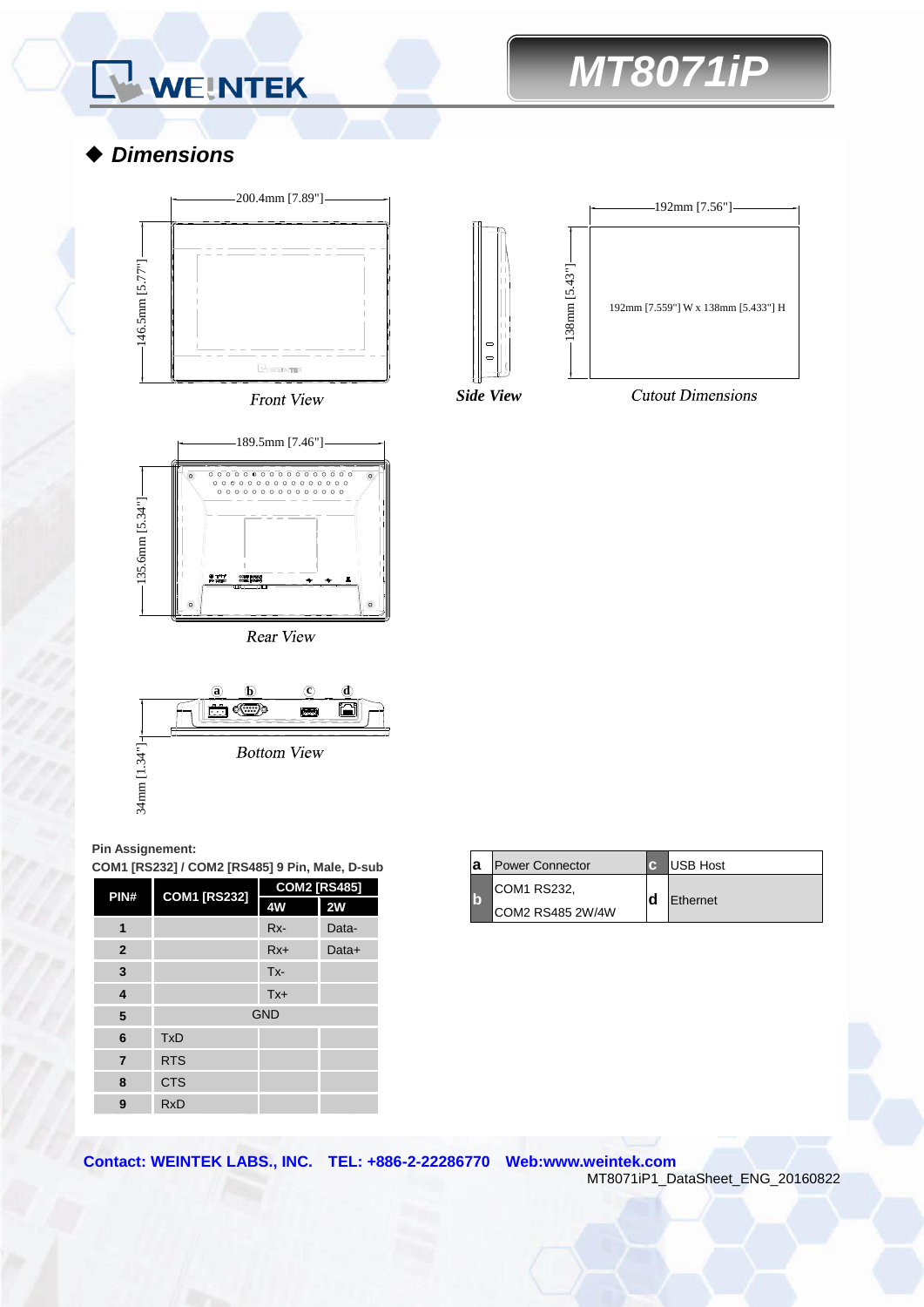## Dimensions

200.4mm [7.89"]

146.5mm [5.77"]

Front View

Side View

192mm [7.56"]

138mm [5.43"]

192mm [7.559"] W x 138mm [5.433"] H

Cutout Dimensions

189.5mm [7.46"]

135.6mm [5.34"]

Rear View

a b c d

Bottom View

34mm [1.34"]

**Pin Assignement:**

**COM1 [RS232] / COM2 [RS485] 9 Pin, Male, D-sub**

| PIN# | COM1 [RS232] | COM2 [RS485] | |
|---|---|---|---|
| | | 4W | 2W |
| 1 | | Rx- | Data- |
| 2 | | Rx+ | Data+ |
| 3 | | Tx- | |
| 4 | | Tx+ | |
| 5 | GND | | |
| 6 | TxD | | |
| 7 | RTS | | |
| 8 | CTS | | |
| 9 | RxD | | |

| | | | |
|---|---|---|---|
| a | Power Connector | c | USB Host |
| b | COM1 RS232, COM2 RS485 2W/4W | d | Ethernet |

**Contact: WEINTEK LABS., INC. TEL: +886-2-22286770 Web:www.weintek.com**

MT8071iP1_DataSheet_ENG_20160822